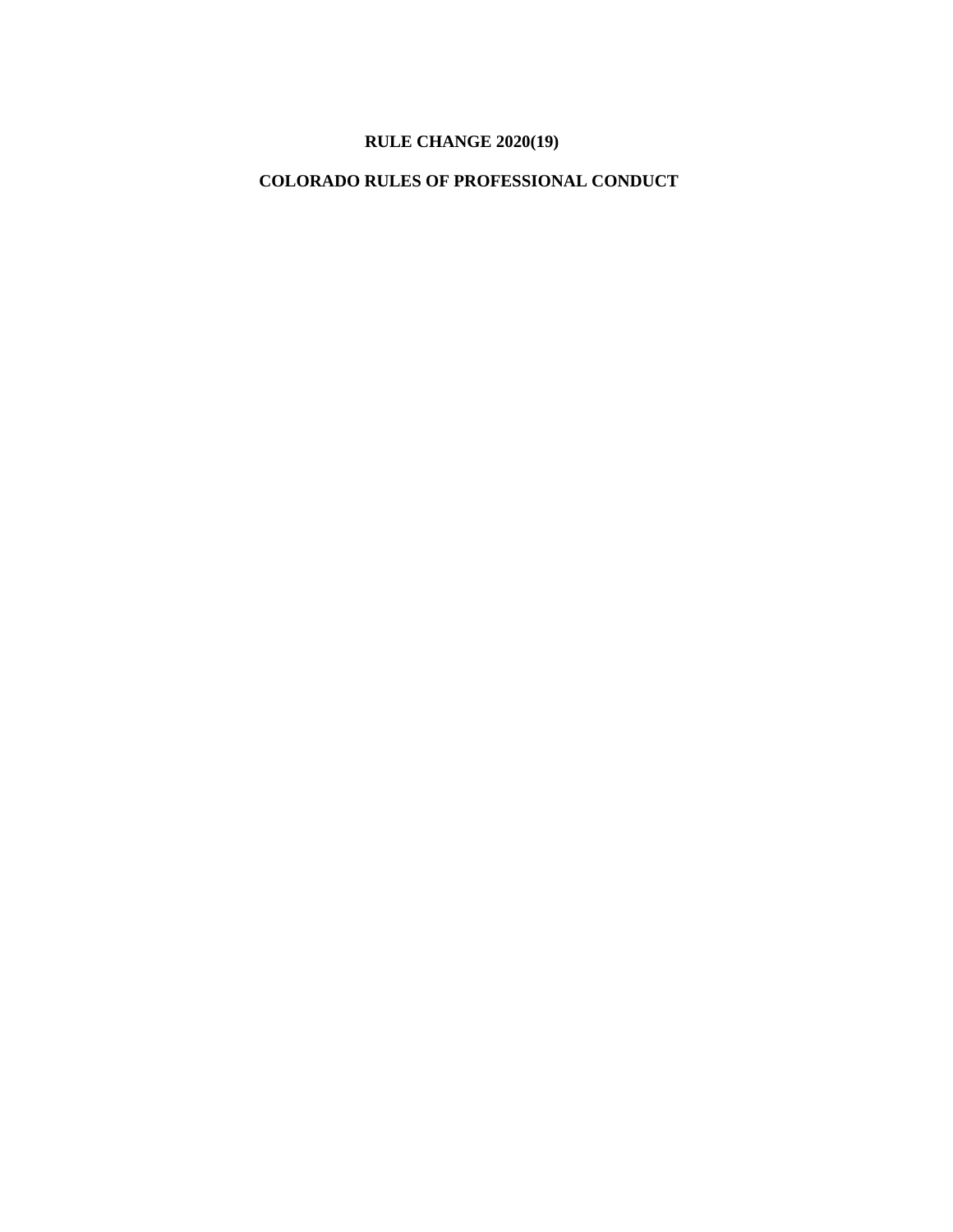# RULE CHANGE 2020(19)

## COLORADO RULES OF PROFESSIONAL CONDUCT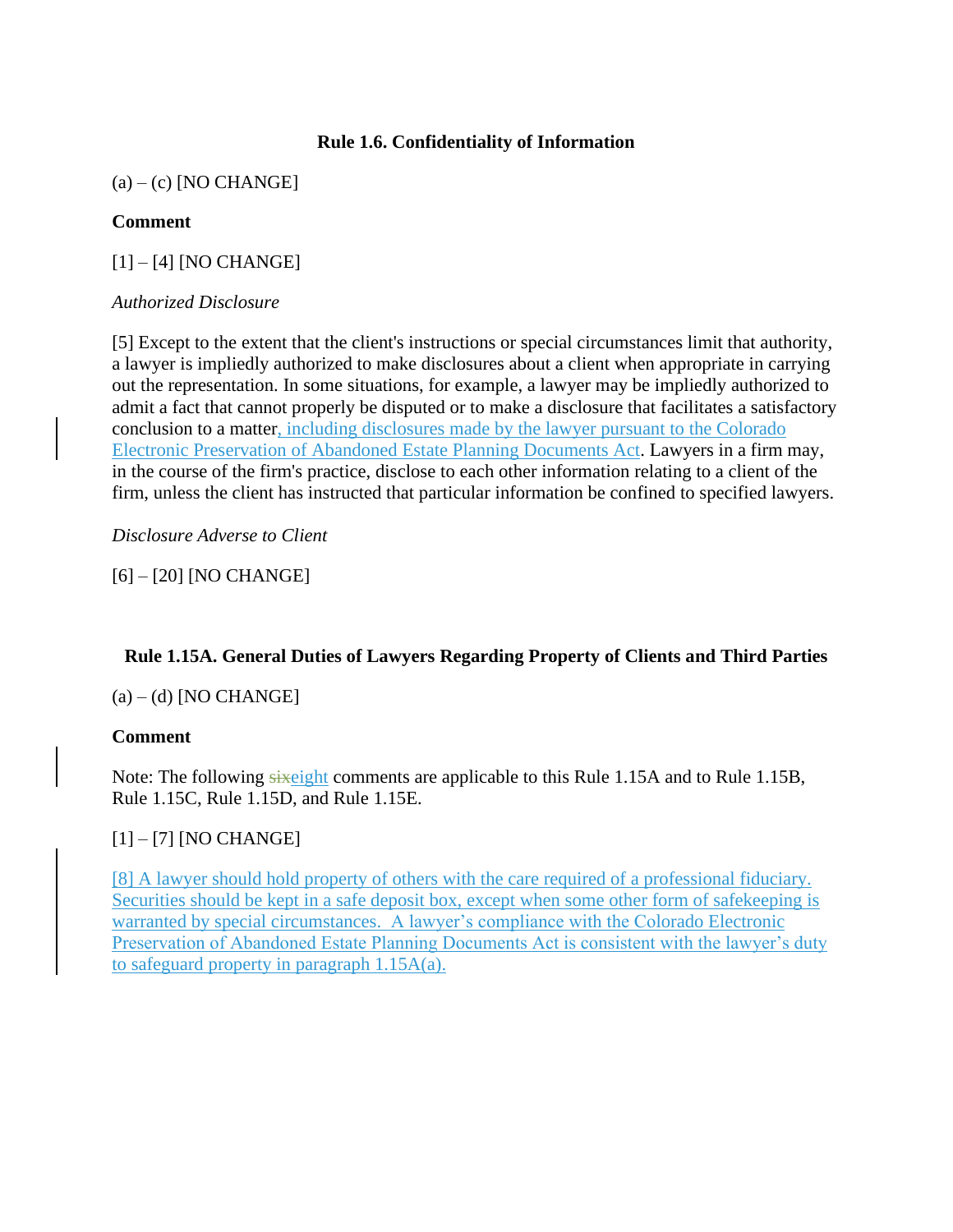**Rule 1.6. Confidentiality of Information**

(a) – (c) [NO CHANGE]

**Comment**

[1] – [4] [NO CHANGE]

*Authorized Disclosure*

[5] Except to the extent that the client's instructions or special circumstances limit that authority, a lawyer is impliedly authorized to make disclosures about a client when appropriate in carrying out the representation. In some situations, for example, a lawyer may be impliedly authorized to admit a fact that cannot properly be disputed or to make a disclosure that facilitates a satisfactory conclusion to a matter, including disclosures made by the lawyer pursuant to the Colorado Electronic Preservation of Abandoned Estate Planning Documents Act. Lawyers in a firm may, in the course of the firm's practice, disclose to each other information relating to a client of the firm, unless the client has instructed that particular information be confined to specified lawyers.

*Disclosure Adverse to Client*

[6] – [20] [NO CHANGE]

**Rule 1.15A. General Duties of Lawyers Regarding Property of Clients and Third Parties**

(a) – (d) [NO CHANGE]

**Comment**

Note: The following ~~six~~eight comments are applicable to this Rule 1.15A and to Rule 1.15B, Rule 1.15C, Rule 1.15D, and Rule 1.15E.

[1] – [7] [NO CHANGE]

[8] A lawyer should hold property of others with the care required of a professional fiduciary. Securities should be kept in a safe deposit box, except when some other form of safekeeping is warranted by special circumstances. A lawyer's compliance with the Colorado Electronic Preservation of Abandoned Estate Planning Documents Act is consistent with the lawyer's duty to safeguard property in paragraph 1.15A(a).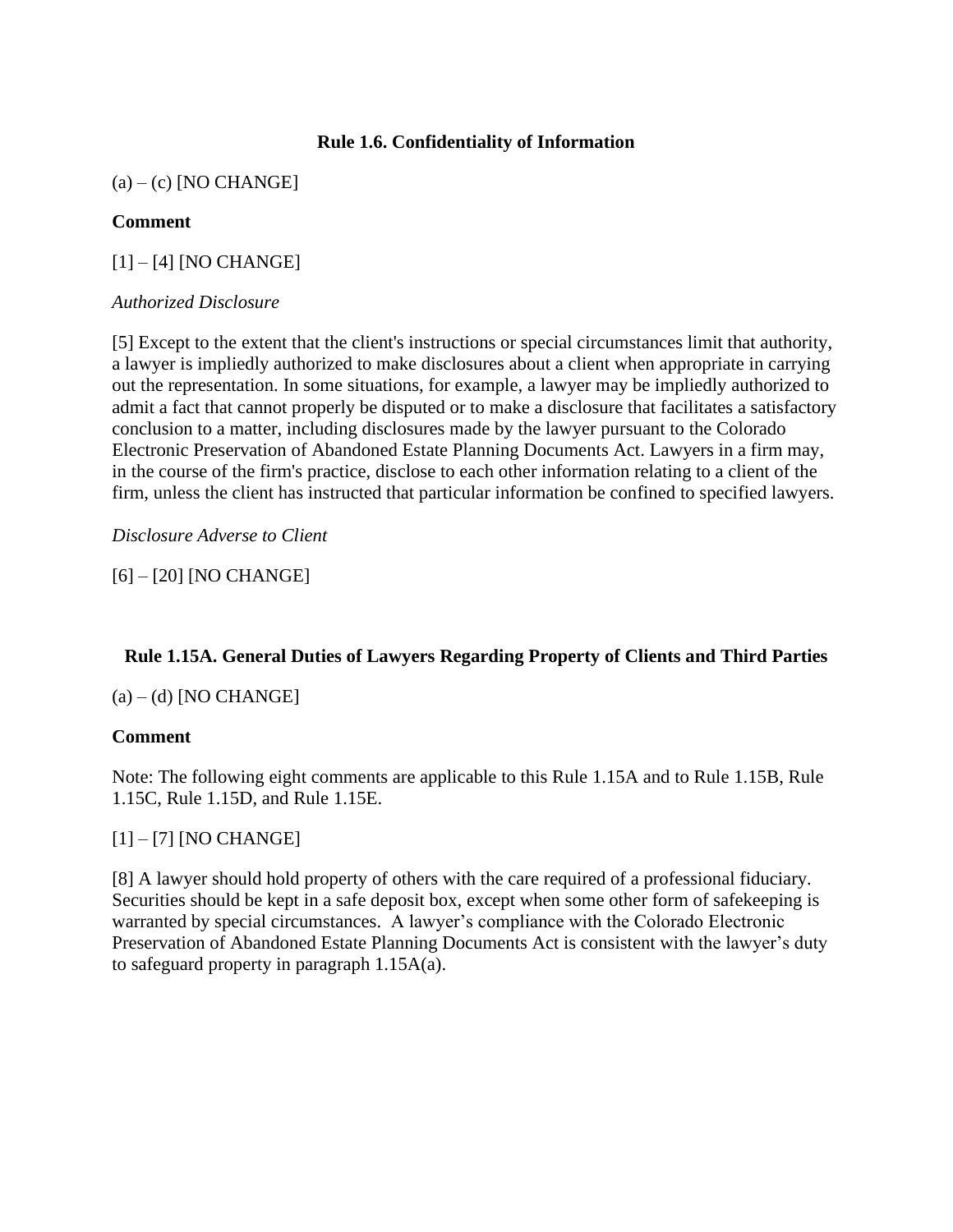## Rule 1.6. Confidentiality of Information

(a) – (c) [NO CHANGE]

**Comment**

[1] – [4] [NO CHANGE]

*Authorized Disclosure*

[5] Except to the extent that the client's instructions or special circumstances limit that authority, a lawyer is impliedly authorized to make disclosures about a client when appropriate in carrying out the representation. In some situations, for example, a lawyer may be impliedly authorized to admit a fact that cannot properly be disputed or to make a disclosure that facilitates a satisfactory conclusion to a matter, including disclosures made by the lawyer pursuant to the Colorado Electronic Preservation of Abandoned Estate Planning Documents Act. Lawyers in a firm may, in the course of the firm's practice, disclose to each other information relating to a client of the firm, unless the client has instructed that particular information be confined to specified lawyers.

*Disclosure Adverse to Client*

[6] – [20] [NO CHANGE]

## Rule 1.15A. General Duties of Lawyers Regarding Property of Clients and Third Parties

(a) – (d) [NO CHANGE]

**Comment**

Note: The following eight comments are applicable to this Rule 1.15A and to Rule 1.15B, Rule 1.15C, Rule 1.15D, and Rule 1.15E.

[1] – [7] [NO CHANGE]

[8] A lawyer should hold property of others with the care required of a professional fiduciary. Securities should be kept in a safe deposit box, except when some other form of safekeeping is warranted by special circumstances. A lawyer's compliance with the Colorado Electronic Preservation of Abandoned Estate Planning Documents Act is consistent with the lawyer's duty to safeguard property in paragraph 1.15A(a).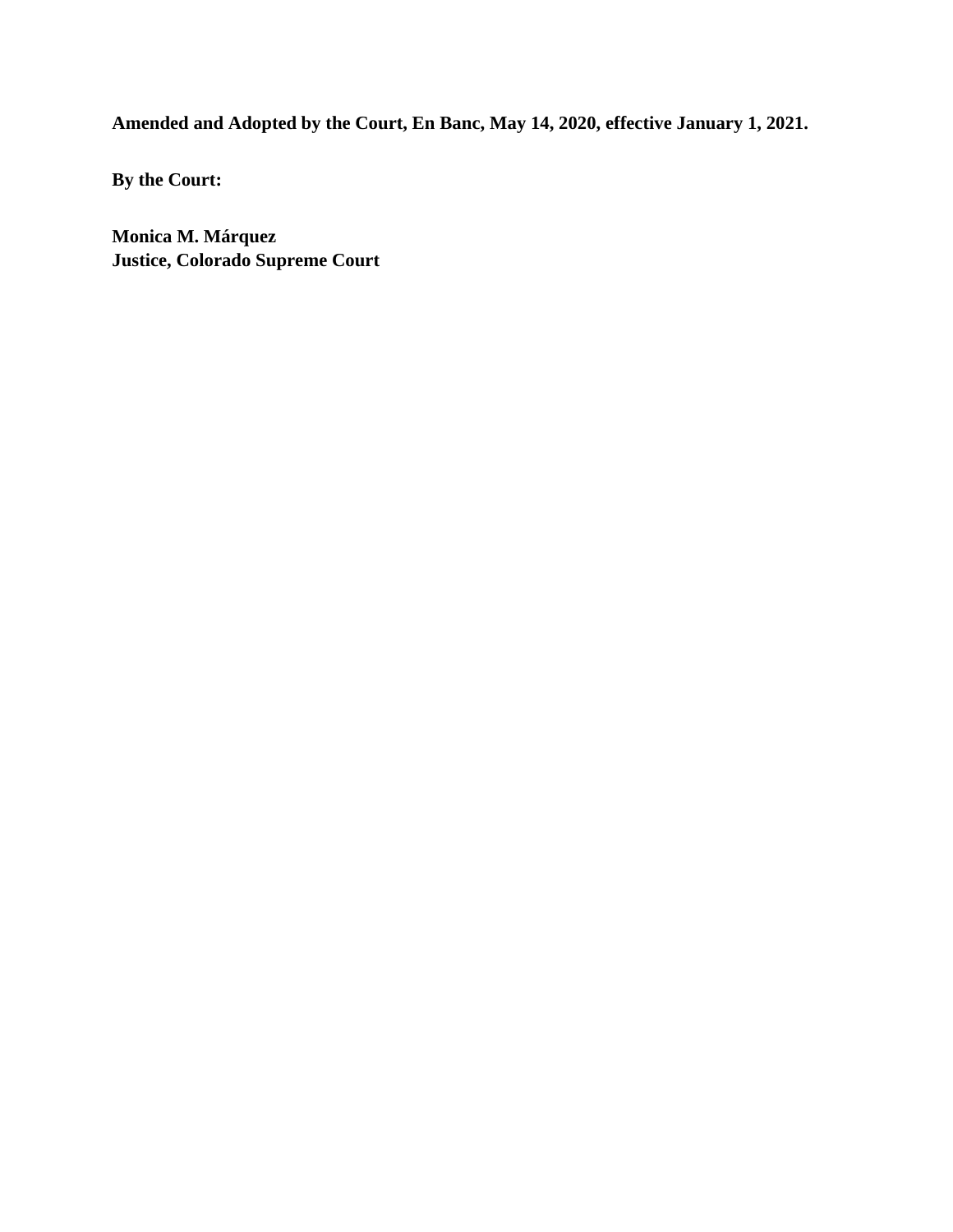**Amended and Adopted by the Court, En Banc, May 14, 2020, effective January 1, 2021.**

**By the Court:**

**Monica M. Márquez**
**Justice, Colorado Supreme Court**